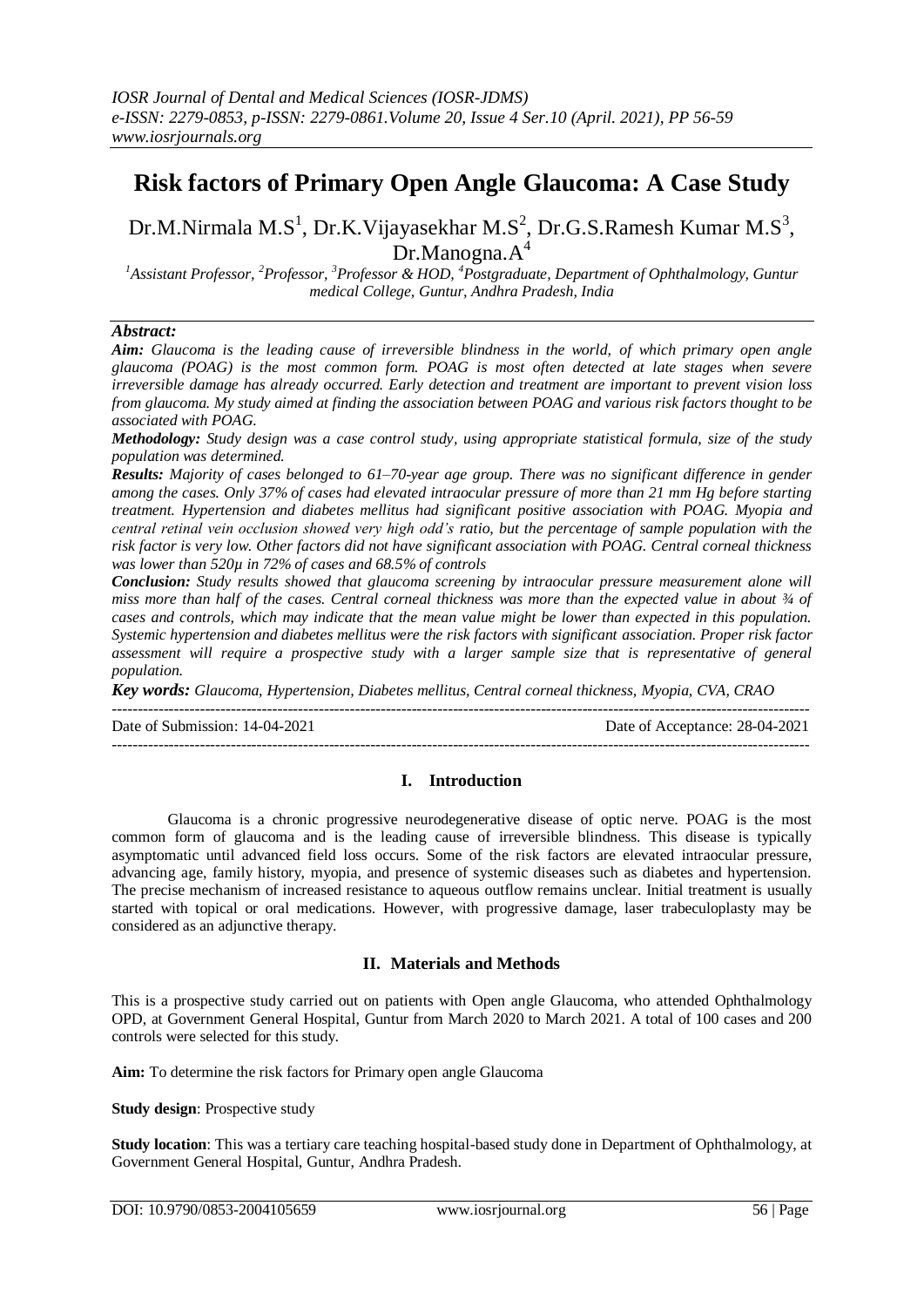# Risk factors of Primary Open Angle Glaucoma: A Case Study

Dr.M.Nirmala M.S[1], Dr.K.Vijayasekhar M.S[2], Dr.G.S.Ramesh Kumar M.S[3], Dr.Manogna.A[4]

[1]*Assistant Professor,* [2]*Professor,* [3]*Professor & HOD,* [4]*Postgraduate, Department of Ophthalmology, Guntur medical College, Guntur, Andhra Pradesh, India*

***Abstract:***

***Aim:*** *Glaucoma is the leading cause of irreversible blindness in the world, of which primary open angle glaucoma (POAG) is the most common form. POAG is most often detected at late stages when severe irreversible damage has already occurred. Early detection and treatment are important to prevent vision loss from glaucoma. My study aimed at finding the association between POAG and various risk factors thought to be associated with POAG.*

***Methodology:*** *Study design was a case control study, using appropriate statistical formula, size of the study population was determined.*

***Results:*** *Majority of cases belonged to 61–70-year age group. There was no significant difference in gender among the cases. Only 37% of cases had elevated intraocular pressure of more than 21 mm Hg before starting treatment. Hypertension and diabetes mellitus had significant positive association with POAG. Myopia and central retinal vein occlusion showed very high odd's ratio, but the percentage of sample population with the risk factor is very low. Other factors did not have significant association with POAG. Central corneal thickness was lower than 520μ in 72% of cases and 68.5% of controls*

***Conclusion:*** *Study results showed that glaucoma screening by intraocular pressure measurement alone will miss more than half of the cases. Central corneal thickness was more than the expected value in about ¾ of cases and controls, which may indicate that the mean value might be lower than expected in this population. Systemic hypertension and diabetes mellitus were the risk factors with significant association. Proper risk factor assessment will require a prospective study with a larger sample size that is representative of general population.*

***Key words:*** *Glaucoma, Hypertension, Diabetes mellitus, Central corneal thickness, Myopia, CVA, CRAO*

---

Date of Submission: 14-04-2021 Date of Acceptance: 28-04-2021

---

## I. Introduction

Glaucoma is a chronic progressive neurodegenerative disease of optic nerve. POAG is the most common form of glaucoma and is the leading cause of irreversible blindness. This disease is typically asymptomatic until advanced field loss occurs. Some of the risk factors are elevated intraocular pressure, advancing age, family history, myopia, and presence of systemic diseases such as diabetes and hypertension. The precise mechanism of increased resistance to aqueous outflow remains unclear. Initial treatment is usually started with topical or oral medications. However, with progressive damage, laser trabeculoplasty may be considered as an adjunctive therapy.

## II. Materials and Methods

This is a prospective study carried out on patients with Open angle Glaucoma, who attended Ophthalmology OPD, at Government General Hospital, Guntur from March 2020 to March 2021. A total of 100 cases and 200 controls were selected for this study.

**Aim:** To determine the risk factors for Primary open angle Glaucoma

**Study design**: Prospective study

**Study location**: This was a tertiary care teaching hospital-based study done in Department of Ophthalmology, at Government General Hospital, Guntur, Andhra Pradesh.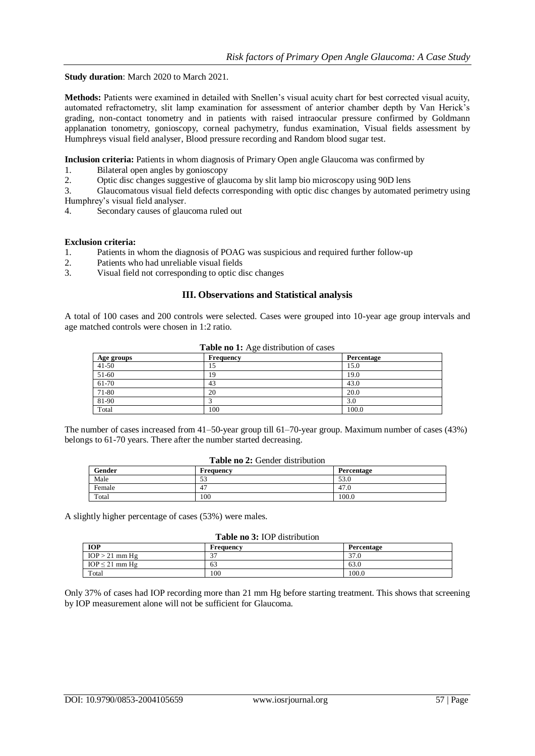**Study duration**: March 2020 to March 2021.

**Methods:** Patients were examined in detailed with Snellen's visual acuity chart for best corrected visual acuity, automated refractometry, slit lamp examination for assessment of anterior chamber depth by Van Herick's grading, non-contact tonometry and in patients with raised intraocular pressure confirmed by Goldmann applanation tonometry, gonioscopy, corneal pachymetry, fundus examination, Visual fields assessment by Humphreys visual field analyser, Blood pressure recording and Random blood sugar test.

**Inclusion criteria:** Patients in whom diagnosis of Primary Open angle Glaucoma was confirmed by

1. Bilateral open angles by gonioscopy
2. Optic disc changes suggestive of glaucoma by slit lamp bio microscopy using 90D lens
3. Glaucomatous visual field defects corresponding with optic disc changes by automated perimetry using Humphrey's visual field analyser.
4. Secondary causes of glaucoma ruled out

**Exclusion criteria:**

1. Patients in whom the diagnosis of POAG was suspicious and required further follow-up
2. Patients who had unreliable visual fields
3. Visual field not corresponding to optic disc changes

## III. Observations and Statistical analysis

A total of 100 cases and 200 controls were selected. Cases were grouped into 10-year age group intervals and age matched controls were chosen in 1:2 ratio.

**Table no 1:** Age distribution of cases

| Age groups | Frequency | Percentage |
|---|---|---|
| 41-50 | 15 | 15.0 |
| 51-60 | 19 | 19.0 |
| 61-70 | 43 | 43.0 |
| 71-80 | 20 | 20.0 |
| 81-90 | 3 | 3.0 |
| Total | 100 | 100.0 |

The number of cases increased from 41–50-year group till 61–70-year group. Maximum number of cases (43%) belongs to 61-70 years. There after the number started decreasing.

**Table no 2:** Gender distribution

| Gender | Frequency | Percentage |
|---|---|---|
| Male | 53 | 53.0 |
| Female | 47 | 47.0 |
| Total | 100 | 100.0 |

A slightly higher percentage of cases (53%) were males.

**Table no 3:** IOP distribution

| IOP | Frequency | Percentage |
|---|---|---|
| IOP > 21 mm Hg | 37 | 37.0 |
| IOP ≤ 21 mm Hg | 63 | 63.0 |
| Total | 100 | 100.0 |

Only 37% of cases had IOP recording more than 21 mm Hg before starting treatment. This shows that screening by IOP measurement alone will not be sufficient for Glaucoma.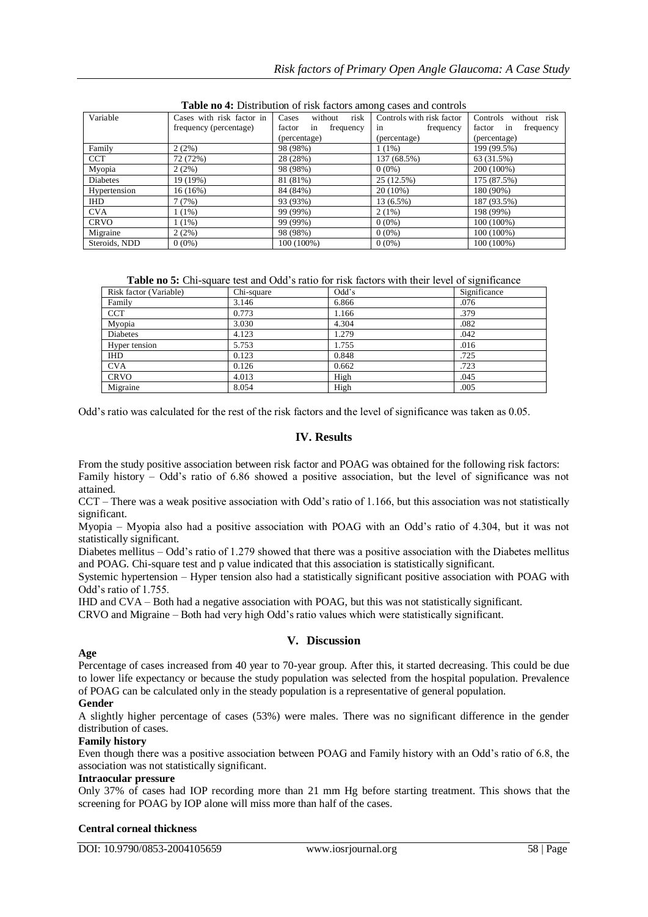**Table no 4:** Distribution of risk factors among cases and controls

| Variable | Cases with risk factor in frequency (percentage) | Cases without risk factor in frequency (percentage) | Controls with risk factor in frequency (percentage) | Controls without risk factor in frequency (percentage) |
|---|---|---|---|---|
| Family | 2 (2%) | 98 (98%) | 1 (1%) | 199 (99.5%) |
| CCT | 72 (72%) | 28 (28%) | 137 (68.5%) | 63 (31.5%) |
| Myopia | 2 (2%) | 98 (98%) | 0 (0%) | 200 (100%) |
| Diabetes | 19 (19%) | 81 (81%) | 25 (12.5%) | 175 (87.5%) |
| Hypertension | 16 (16%) | 84 (84%) | 20 (10%) | 180 (90%) |
| IHD | 7 (7%) | 93 (93%) | 13 (6.5%) | 187 (93.5%) |
| CVA | 1 (1%) | 99 (99%) | 2 (1%) | 198 (99%) |
| CRVO | 1 (1%) | 99 (99%) | 0 (0%) | 100 (100%) |
| Migraine | 2 (2%) | 98 (98%) | 0 (0%) | 100 (100%) |
| Steroids, NDD | 0 (0%) | 100 (100%) | 0 (0%) | 100 (100%) |

**Table no 5:** Chi-square test and Odd's ratio for risk factors with their level of significance

| Risk factor (Variable) | Chi-square | Odd's | Significance |
|---|---|---|---|
| Family | 3.146 | 6.866 | .076 |
| CCT | 0.773 | 1.166 | .379 |
| Myopia | 3.030 | 4.304 | .082 |
| Diabetes | 4.123 | 1.279 | .042 |
| Hyper tension | 5.753 | 1.755 | .016 |
| IHD | 0.123 | 0.848 | .725 |
| CVA | 0.126 | 0.662 | .723 |
| CRVO | 4.013 | High | .045 |
| Migraine | 8.054 | High | .005 |

Odd's ratio was calculated for the rest of the risk factors and the level of significance was taken as 0.05.

## IV. Results

From the study positive association between risk factor and POAG was obtained for the following risk factors:

Family history – Odd's ratio of 6.86 showed a positive association, but the level of significance was not attained.

CCT – There was a weak positive association with Odd's ratio of 1.166, but this association was not statistically significant.

Myopia – Myopia also had a positive association with POAG with an Odd's ratio of 4.304, but it was not statistically significant.

Diabetes mellitus – Odd's ratio of 1.279 showed that there was a positive association with the Diabetes mellitus and POAG. Chi-square test and p value indicated that this association is statistically significant.

Systemic hypertension – Hyper tension also had a statistically significant positive association with POAG with Odd's ratio of 1.755.

IHD and CVA – Both had a negative association with POAG, but this was not statistically significant.

CRVO and Migraine – Both had very high Odd's ratio values which were statistically significant.

## V. Discussion

**Age**

Percentage of cases increased from 40 year to 70-year group. After this, it started decreasing. This could be due to lower life expectancy or because the study population was selected from the hospital population. Prevalence of POAG can be calculated only in the steady population is a representative of general population.

**Gender**

A slightly higher percentage of cases (53%) were males. There was no significant difference in the gender distribution of cases.

**Family history**

Even though there was a positive association between POAG and Family history with an Odd's ratio of 6.8, the association was not statistically significant.

**Intraocular pressure**

Only 37% of cases had IOP recording more than 21 mm Hg before starting treatment. This shows that the screening for POAG by IOP alone will miss more than half of the cases.

**Central corneal thickness**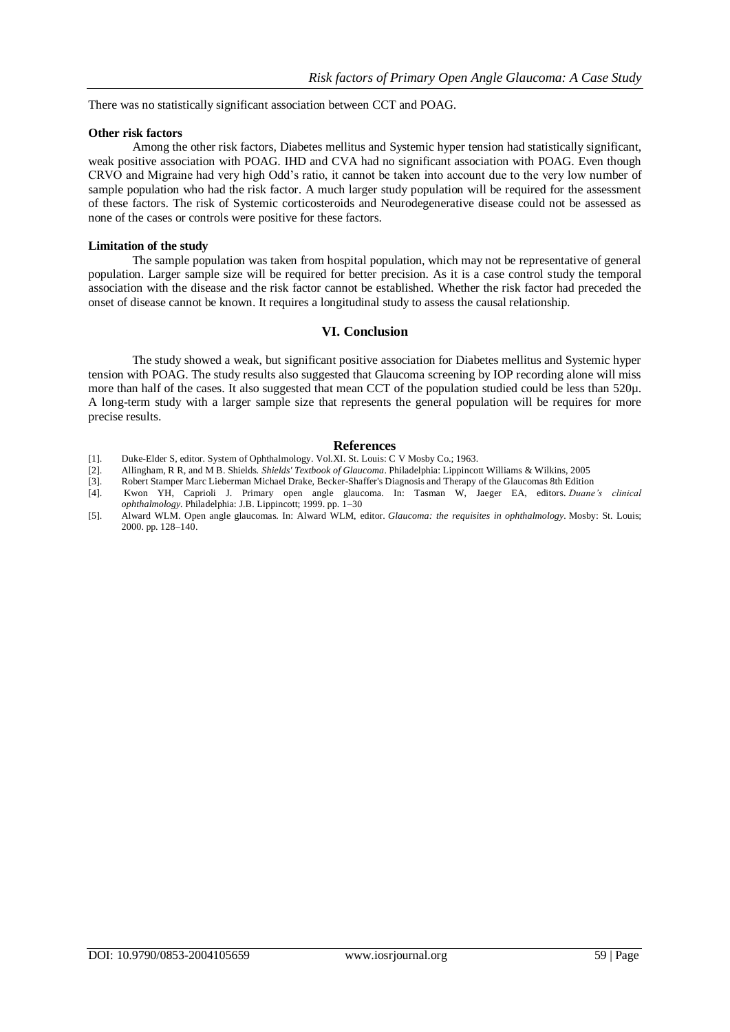There was no statistically significant association between CCT and POAG.

**Other risk factors**

Among the other risk factors, Diabetes mellitus and Systemic hyper tension had statistically significant, weak positive association with POAG. IHD and CVA had no significant association with POAG. Even though CRVO and Migraine had very high Odd's ratio, it cannot be taken into account due to the very low number of sample population who had the risk factor. A much larger study population will be required for the assessment of these factors. The risk of Systemic corticosteroids and Neurodegenerative disease could not be assessed as none of the cases or controls were positive for these factors.

**Limitation of the study**

The sample population was taken from hospital population, which may not be representative of general population. Larger sample size will be required for better precision. As it is a case control study the temporal association with the disease and the risk factor cannot be established. Whether the risk factor had preceded the onset of disease cannot be known. It requires a longitudinal study to assess the causal relationship.

## VI. Conclusion

The study showed a weak, but significant positive association for Diabetes mellitus and Systemic hyper tension with POAG. The study results also suggested that Glaucoma screening by IOP recording alone will miss more than half of the cases. It also suggested that mean CCT of the population studied could be less than 520µ. A long-term study with a larger sample size that represents the general population will be requires for more precise results.

## References

[1]. Duke-Elder S, editor. System of Ophthalmology. Vol.XI. St. Louis: C V Mosby Co.; 1963.

[2]. Allingham, R R, and M B. Shields. *Shields' Textbook of Glaucoma*. Philadelphia: Lippincott Williams & Wilkins, 2005

[3]. Robert Stamper Marc Lieberman Michael Drake, Becker-Shaffer's Diagnosis and Therapy of the Glaucomas 8th Edition

[4]. Kwon YH, Caprioli J. Primary open angle glaucoma. In: Tasman W, Jaeger EA, editors. *Duane's clinical ophthalmology*. Philadelphia: J.B. Lippincott; 1999. pp. 1–30

[5]. Alward WLM. Open angle glaucomas. In: Alward WLM, editor. *Glaucoma: the requisites in ophthalmology*. Mosby: St. Louis; 2000. pp. 128–140.